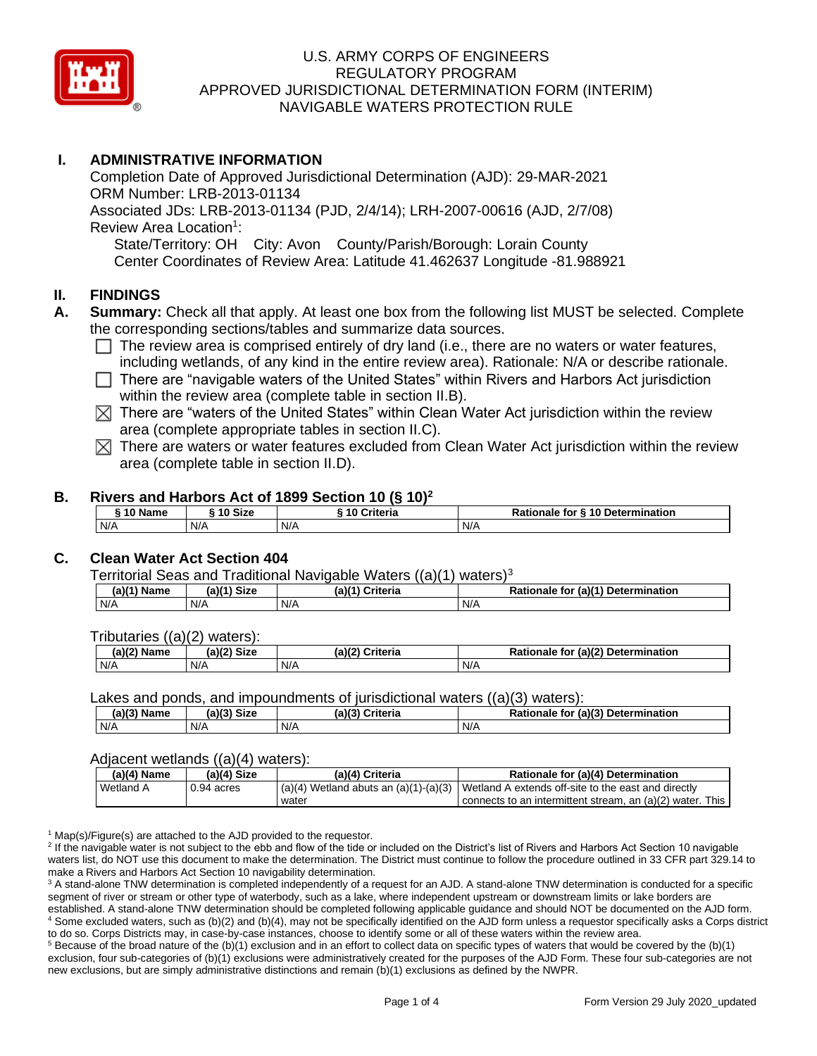U.S. ARMY CORPS OF ENGINEERS
REGULATORY PROGRAM
APPROVED JURISDICTIONAL DETERMINATION FORM (INTERIM)
NAVIGABLE WATERS PROTECTION RULE

## I. ADMINISTRATIVE INFORMATION

Completion Date of Approved Jurisdictional Determination (AJD): 29-MAR-2021
ORM Number: LRB-2013-01134
Associated JDs: LRB-2013-01134 (PJD, 2/4/14); LRH-2007-00616 (AJD, 2/7/08)
Review Area Location[1]:
State/Territory: OH City: Avon County/Parish/Borough: Lorain County
Center Coordinates of Review Area: Latitude 41.462637 Longitude -81.988921

## II. FINDINGS

**A. Summary:** Check all that apply. At least one box from the following list MUST be selected. Complete the corresponding sections/tables and summarize data sources.

- ☐ The review area is comprised entirely of dry land (i.e., there are no waters or water features, including wetlands, of any kind in the entire review area). Rationale: N/A or describe rationale.
- ☐ There are "navigable waters of the United States" within Rivers and Harbors Act jurisdiction within the review area (complete table in section II.B).
- ☒ There are "waters of the United States" within Clean Water Act jurisdiction within the review area (complete appropriate tables in section II.C).
- ☒ There are waters or water features excluded from Clean Water Act jurisdiction within the review area (complete table in section II.D).

**B. Rivers and Harbors Act of 1899 Section 10 (§ 10)[2]**

| § 10 Name | § 10 Size | § 10 Criteria | Rationale for § 10 Determination |
|---|---|---|---|
| N/A | N/A | N/A | N/A |

**C. Clean Water Act Section 404**

Territorial Seas and Traditional Navigable Waters ((a)(1) waters)[3]

| (a)(1) Name | (a)(1) Size | (a)(1) Criteria | Rationale for (a)(1) Determination |
|---|---|---|---|
| N/A | N/A | N/A | N/A |

Tributaries ((a)(2) waters):

| (a)(2) Name | (a)(2) Size | (a)(2) Criteria | Rationale for (a)(2) Determination |
|---|---|---|---|
| N/A | N/A | N/A | N/A |

Lakes and ponds, and impoundments of jurisdictional waters ((a)(3) waters):

| (a)(3) Name | (a)(3) Size | (a)(3) Criteria | Rationale for (a)(3) Determination |
|---|---|---|---|
| N/A | N/A | N/A | N/A |

Adjacent wetlands ((a)(4) waters):

| (a)(4) Name | (a)(4) Size | (a)(4) Criteria | Rationale for (a)(4) Determination |
|---|---|---|---|
| Wetland A | 0.94 acres | (a)(4) Wetland abuts an (a)(1)-(a)(3) water | Wetland A extends off-site to the east and directly connects to an intermittent stream, an (a)(2) water. This |

[1] Map(s)/Figure(s) are attached to the AJD provided to the requestor.
[2] If the navigable water is not subject to the ebb and flow of the tide or included on the District's list of Rivers and Harbors Act Section 10 navigable waters list, do NOT use this document to make the determination. The District must continue to follow the procedure outlined in 33 CFR part 329.14 to make a Rivers and Harbors Act Section 10 navigability determination.
[3] A stand-alone TNW determination is completed independently of a request for an AJD. A stand-alone TNW determination is conducted for a specific segment of river or stream or other type of waterbody, such as a lake, where independent upstream or downstream limits or lake borders are established. A stand-alone TNW determination should be completed following applicable guidance and should NOT be documented on the AJD form.
[4] Some excluded waters, such as (b)(2) and (b)(4), may not be specifically identified on the AJD form unless a requestor specifically asks a Corps district to do so. Corps Districts may, in case-by-case instances, choose to identify some or all of these waters within the review area.
[5] Because of the broad nature of the (b)(1) exclusion and in an effort to collect data on specific types of waters that would be covered by the (b)(1) exclusion, four sub-categories of (b)(1) exclusions were administratively created for the purposes of the AJD Form. These four sub-categories are not new exclusions, but are simply administrative distinctions and remain (b)(1) exclusions as defined by the NWPR.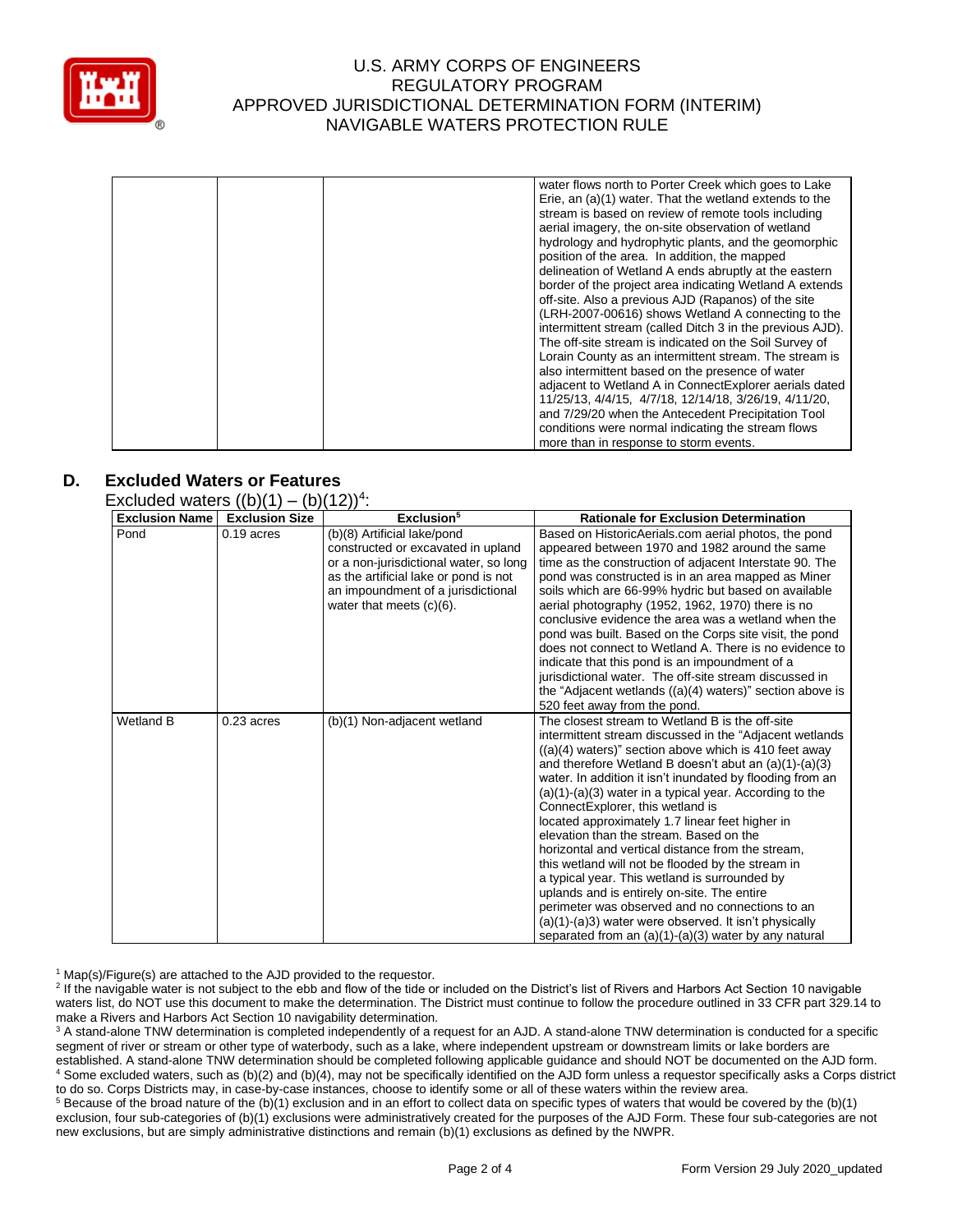| | | | water flows north to Porter Creek which goes to Lake Erie, an (a)(1) water. That the wetland extends to the stream is based on review of remote tools including aerial imagery, the on-site observation of wetland hydrology and hydrophytic plants, and the geomorphic position of the area. In addition, the mapped delineation of Wetland A ends abruptly at the eastern border of the project area indicating Wetland A extends off-site. Also a previous AJD (Rapanos) of the site (LRH-2007-00616) shows Wetland A connecting to the intermittent stream (called Ditch 3 in the previous AJD). The off-site stream is indicated on the Soil Survey of Lorain County as an intermittent stream. The stream is also intermittent based on the presence of water adjacent to Wetland A in ConnectExplorer aerials dated 11/25/13, 4/4/15, 4/7/18, 12/14/18, 3/26/19, 4/11/20, and 7/29/20 when the Antecedent Precipitation Tool conditions were normal indicating the stream flows more than in response to storm events. |
|---|---|---|---|

## D. Excluded Waters or Features

Excluded waters ((b)(1) – (b)(12))[4]:

| Exclusion Name | Exclusion Size | Exclusion[5] | Rationale for Exclusion Determination |
|---|---|---|---|
| Pond | 0.19 acres | (b)(8) Artificial lake/pond constructed or excavated in upland or a non-jurisdictional water, so long as the artificial lake or pond is not an impoundment of a jurisdictional water that meets (c)(6). | Based on HistoricAerials.com aerial photos, the pond appeared between 1970 and 1982 around the same time as the construction of adjacent Interstate 90. The pond was constructed is in an area mapped as Miner soils which are 66-99% hydric but based on available aerial photography (1952, 1962, 1970) there is no conclusive evidence the area was a wetland when the pond was built. Based on the Corps site visit, the pond does not connect to Wetland A. There is no evidence to indicate that this pond is an impoundment of a jurisdictional water. The off-site stream discussed in the "Adjacent wetlands ((a)(4) waters)" section above is 520 feet away from the pond. |
| Wetland B | 0.23 acres | (b)(1) Non-adjacent wetland | The closest stream to Wetland B is the off-site intermittent stream discussed in the "Adjacent wetlands ((a)(4) waters)" section above which is 410 feet away and therefore Wetland B doesn't abut an (a)(1)-(a)(3) water. In addition it isn't inundated by flooding from an (a)(1)-(a)(3) water in a typical year. According to the ConnectExplorer, this wetland is located approximately 1.7 linear feet higher in elevation than the stream. Based on the horizontal and vertical distance from the stream, this wetland will not be flooded by the stream in a typical year. This wetland is surrounded by uplands and is entirely on-site. The entire perimeter was observed and no connections to an (a)(1)-(a)3) water were observed. It isn't physically separated from an (a)(1)-(a)(3) water by any natural |

[1] Map(s)/Figure(s) are attached to the AJD provided to the requestor.

[2] If the navigable water is not subject to the ebb and flow of the tide or included on the District's list of Rivers and Harbors Act Section 10 navigable waters list, do NOT use this document to make the determination. The District must continue to follow the procedure outlined in 33 CFR part 329.14 to make a Rivers and Harbors Act Section 10 navigability determination.

[3] A stand-alone TNW determination is completed independently of a request for an AJD. A stand-alone TNW determination is conducted for a specific segment of river or stream or other type of waterbody, such as a lake, where independent upstream or downstream limits or lake borders are established. A stand-alone TNW determination should be completed following applicable guidance and should NOT be documented on the AJD form.

[4] Some excluded waters, such as (b)(2) and (b)(4), may not be specifically identified on the AJD form unless a requestor specifically asks a Corps district to do so. Corps Districts may, in case-by-case instances, choose to identify some or all of these waters within the review area.

[5] Because of the broad nature of the (b)(1) exclusion and in an effort to collect data on specific types of waters that would be covered by the (b)(1) exclusion, four sub-categories of (b)(1) exclusions were administratively created for the purposes of the AJD Form. These four sub-categories are not new exclusions, but are simply administrative distinctions and remain (b)(1) exclusions as defined by the NWPR.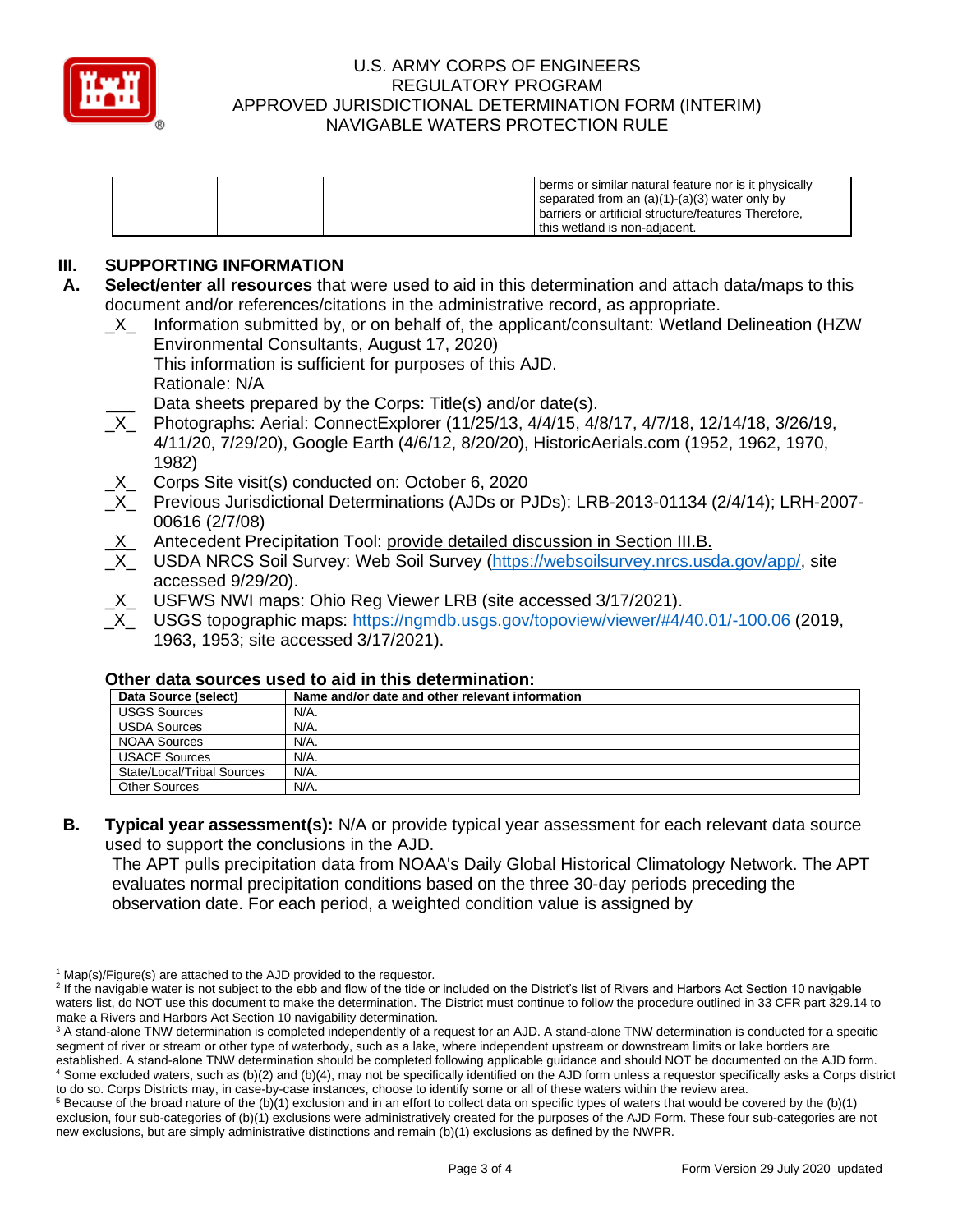| | | | berms or similar natural feature nor is it physically separated from an (a)(1)-(a)(3) water only by barriers or artificial structure/features Therefore, this wetland is non-adjacent. |
|---|---|---|---|

## III. SUPPORTING INFORMATION

**A. Select/enter all resources** that were used to aid in this determination and attach data/maps to this document and/or references/citations in the administrative record, as appropriate.

_X_ Information submitted by, or on behalf of, the applicant/consultant: Wetland Delineation (HZW Environmental Consultants, August 17, 2020)
This information is sufficient for purposes of this AJD.
Rationale: N/A

___ Data sheets prepared by the Corps: Title(s) and/or date(s).

_X_ Photographs: Aerial: ConnectExplorer (11/25/13, 4/4/15, 4/8/17, 4/7/18, 12/14/18, 3/26/19, 4/11/20, 7/29/20), Google Earth (4/6/12, 8/20/20), HistoricAerials.com (1952, 1962, 1970, 1982)

_X_ Corps Site visit(s) conducted on: October 6, 2020

_X_ Previous Jurisdictional Determinations (AJDs or PJDs): LRB-2013-01134 (2/4/14); LRH-2007-00616 (2/7/08)

_X_ Antecedent Precipitation Tool: provide detailed discussion in Section III.B.

_X_ USDA NRCS Soil Survey: Web Soil Survey (https://websoilsurvey.nrcs.usda.gov/app/, site accessed 9/29/20).

_X_ USFWS NWI maps: Ohio Reg Viewer LRB (site accessed 3/17/2021).

_X_ USGS topographic maps: https://ngmdb.usgs.gov/topoview/viewer/#4/40.01/-100.06 (2019, 1963, 1953; site accessed 3/17/2021).

**Other data sources used to aid in this determination:**

| Data Source (select) | Name and/or date and other relevant information |
|---|---|
| USGS Sources | N/A. |
| USDA Sources | N/A. |
| NOAA Sources | N/A. |
| USACE Sources | N/A. |
| State/Local/Tribal Sources | N/A. |
| Other Sources | N/A. |

**B. Typical year assessment(s):** N/A or provide typical year assessment for each relevant data source used to support the conclusions in the AJD.

The APT pulls precipitation data from NOAA's Daily Global Historical Climatology Network. The APT evaluates normal precipitation conditions based on the three 30-day periods preceding the observation date. For each period, a weighted condition value is assigned by

[1] Map(s)/Figure(s) are attached to the AJD provided to the requestor.

[2] If the navigable water is not subject to the ebb and flow of the tide or included on the District's list of Rivers and Harbors Act Section 10 navigable waters list, do NOT use this document to make the determination. The District must continue to follow the procedure outlined in 33 CFR part 329.14 to make a Rivers and Harbors Act Section 10 navigability determination.

[3] A stand-alone TNW determination is completed independently of a request for an AJD. A stand-alone TNW determination is conducted for a specific segment of river or stream or other type of waterbody, such as a lake, where independent upstream or downstream limits or lake borders are established. A stand-alone TNW determination should be completed following applicable guidance and should NOT be documented on the AJD form.

[4] Some excluded waters, such as (b)(2) and (b)(4), may not be specifically identified on the AJD form unless a requestor specifically asks a Corps district to do so. Corps Districts may, in case-by-case instances, choose to identify some or all of these waters within the review area.

[5] Because of the broad nature of the (b)(1) exclusion and in an effort to collect data on specific types of waters that would be covered by the (b)(1) exclusion, four sub-categories of (b)(1) exclusions were administratively created for the purposes of the AJD Form. These four sub-categories are not new exclusions, but are simply administrative distinctions and remain (b)(1) exclusions as defined by the NWPR.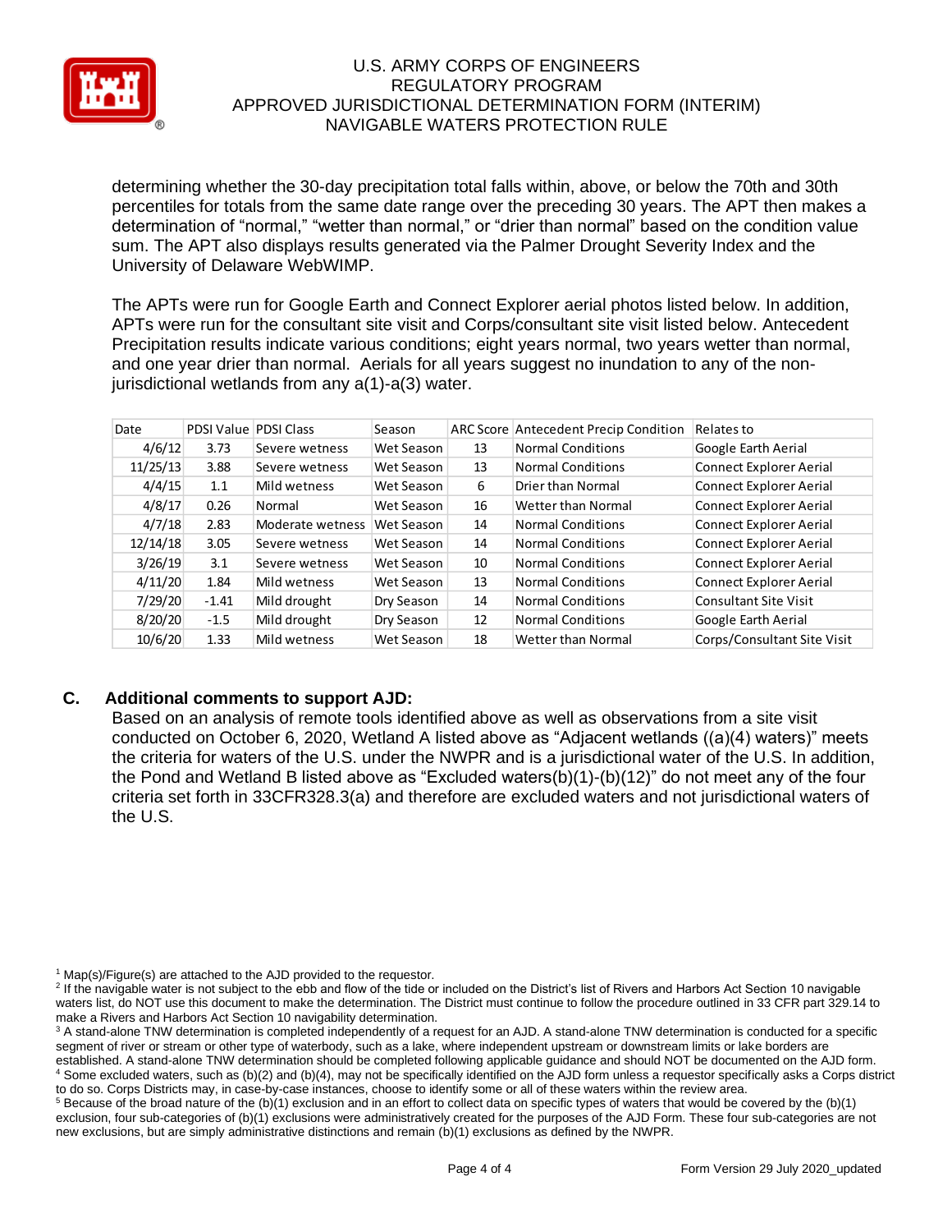determining whether the 30-day precipitation total falls within, above, or below the 70th and 30th percentiles for totals from the same date range over the preceding 30 years. The APT then makes a determination of "normal," "wetter than normal," or "drier than normal" based on the condition value sum. The APT also displays results generated via the Palmer Drought Severity Index and the University of Delaware WebWIMP.

The APTs were run for Google Earth and Connect Explorer aerial photos listed below. In addition, APTs were run for the consultant site visit and Corps/consultant site visit listed below. Antecedent Precipitation results indicate various conditions; eight years normal, two years wetter than normal, and one year drier than normal. Aerials for all years suggest no inundation to any of the non-jurisdictional wetlands from any a(1)-a(3) water.

| Date | PDSI Value | PDSI Class | Season | ARC Score | Antecedent Precip Condition | Relates to |
|---|---|---|---|---|---|---|
| 4/6/12 | 3.73 | Severe wetness | Wet Season | 13 | Normal Conditions | Google Earth Aerial |
| 11/25/13 | 3.88 | Severe wetness | Wet Season | 13 | Normal Conditions | Connect Explorer Aerial |
| 4/4/15 | 1.1 | Mild wetness | Wet Season | 6 | Drier than Normal | Connect Explorer Aerial |
| 4/8/17 | 0.26 | Normal | Wet Season | 16 | Wetter than Normal | Connect Explorer Aerial |
| 4/7/18 | 2.83 | Moderate wetness | Wet Season | 14 | Normal Conditions | Connect Explorer Aerial |
| 12/14/18 | 3.05 | Severe wetness | Wet Season | 14 | Normal Conditions | Connect Explorer Aerial |
| 3/26/19 | 3.1 | Severe wetness | Wet Season | 10 | Normal Conditions | Connect Explorer Aerial |
| 4/11/20 | 1.84 | Mild wetness | Wet Season | 13 | Normal Conditions | Connect Explorer Aerial |
| 7/29/20 | -1.41 | Mild drought | Dry Season | 14 | Normal Conditions | Consultant Site Visit |
| 8/20/20 | -1.5 | Mild drought | Dry Season | 12 | Normal Conditions | Google Earth Aerial |
| 10/6/20 | 1.33 | Mild wetness | Wet Season | 18 | Wetter than Normal | Corps/Consultant Site Visit |

## C. Additional comments to support AJD:

Based on an analysis of remote tools identified above as well as observations from a site visit conducted on October 6, 2020, Wetland A listed above as "Adjacent wetlands ((a)(4) waters)" meets the criteria for waters of the U.S. under the NWPR and is a jurisdictional water of the U.S. In addition, the Pond and Wetland B listed above as "Excluded waters(b)(1)-(b)(12)" do not meet any of the four criteria set forth in 33CFR328.3(a) and therefore are excluded waters and not jurisdictional waters of the U.S.

[1] Map(s)/Figure(s) are attached to the AJD provided to the requestor.

[2] If the navigable water is not subject to the ebb and flow of the tide or included on the District's list of Rivers and Harbors Act Section 10 navigable waters list, do NOT use this document to make the determination. The District must continue to follow the procedure outlined in 33 CFR part 329.14 to make a Rivers and Harbors Act Section 10 navigability determination.

[3] A stand-alone TNW determination is completed independently of a request for an AJD. A stand-alone TNW determination is conducted for a specific segment of river or stream or other type of waterbody, such as a lake, where independent upstream or downstream limits or lake borders are established. A stand-alone TNW determination should be completed following applicable guidance and should NOT be documented on the AJD form.

[4] Some excluded waters, such as (b)(2) and (b)(4), may not be specifically identified on the AJD form unless a requestor specifically asks a Corps district to do so. Corps Districts may, in case-by-case instances, choose to identify some or all of these waters within the review area.

[5] Because of the broad nature of the (b)(1) exclusion and in an effort to collect data on specific types of waters that would be covered by the (b)(1) exclusion, four sub-categories of (b)(1) exclusions were administratively created for the purposes of the AJD Form. These four sub-categories are not new exclusions, but are simply administrative distinctions and remain (b)(1) exclusions as defined by the NWPR.